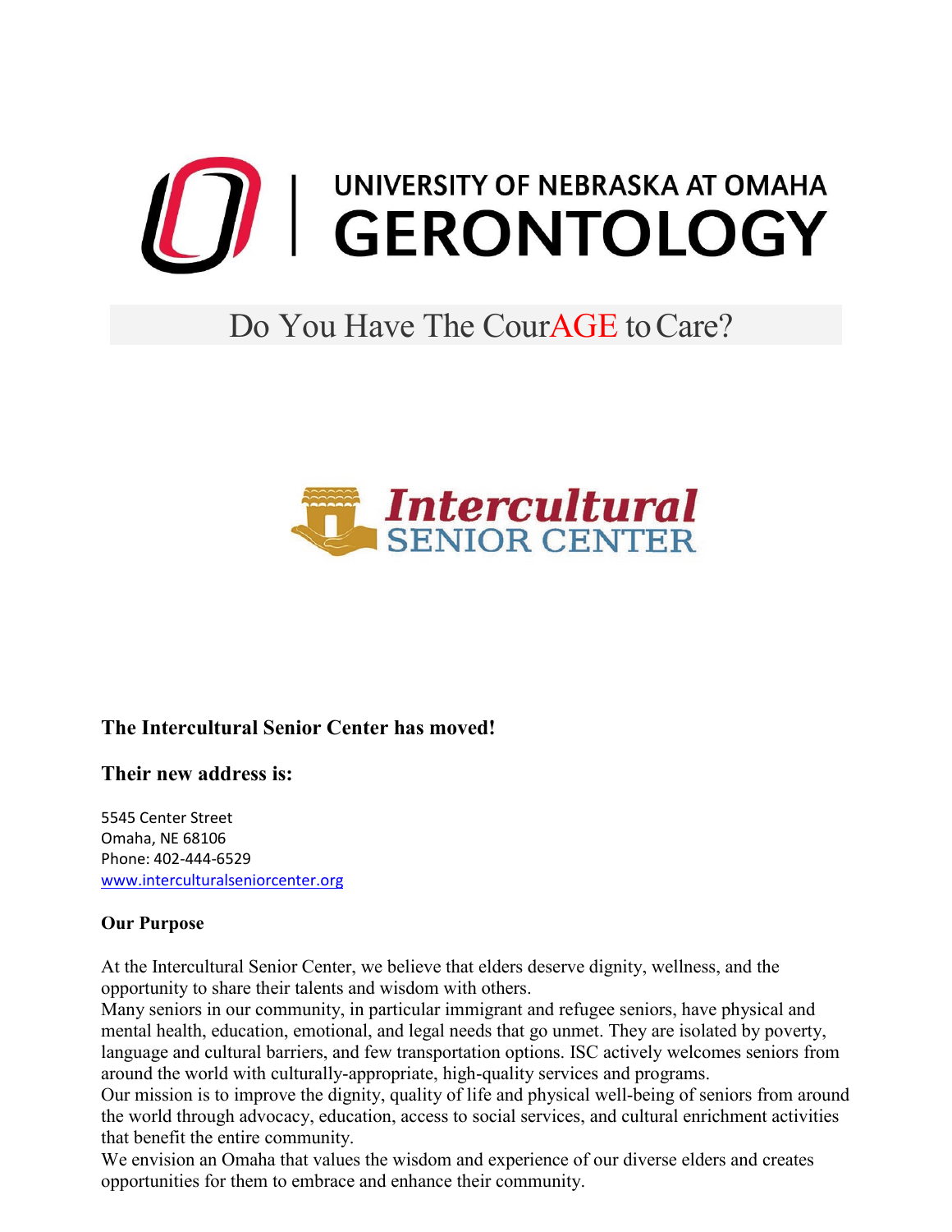UNIVERSITY OF NEBRASKA AT OMAHA
# GERONTOLOGY

Do You Have The CourAGE to Care?

Intercultural SENIOR CENTER

### The Intercultural Senior Center has moved!

### Their new address is:

5545 Center Street
Omaha, NE 68106
Phone: 402-444-6529
www.interculturalseniorcenter.org

**Our Purpose**

At the Intercultural Senior Center, we believe that elders deserve dignity, wellness, and the opportunity to share their talents and wisdom with others.
Many seniors in our community, in particular immigrant and refugee seniors, have physical and mental health, education, emotional, and legal needs that go unmet. They are isolated by poverty, language and cultural barriers, and few transportation options. ISC actively welcomes seniors from around the world with culturally-appropriate, high-quality services and programs.
Our mission is to improve the dignity, quality of life and physical well-being of seniors from around the world through advocacy, education, access to social services, and cultural enrichment activities that benefit the entire community.
We envision an Omaha that values the wisdom and experience of our diverse elders and creates opportunities for them to embrace and enhance their community.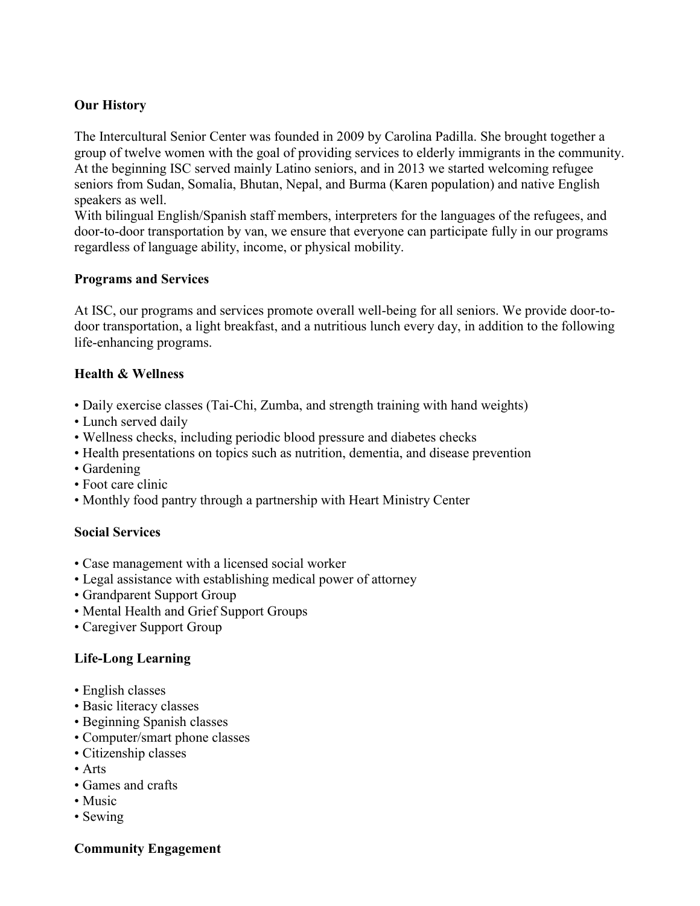## Our History

The Intercultural Senior Center was founded in 2009 by Carolina Padilla. She brought together a group of twelve women with the goal of providing services to elderly immigrants in the community. At the beginning ISC served mainly Latino seniors, and in 2013 we started welcoming refugee seniors from Sudan, Somalia, Bhutan, Nepal, and Burma (Karen population) and native English speakers as well.

With bilingual English/Spanish staff members, interpreters for the languages of the refugees, and door-to-door transportation by van, we ensure that everyone can participate fully in our programs regardless of language ability, income, or physical mobility.

## Programs and Services

At ISC, our programs and services promote overall well-being for all seniors. We provide door-to-door transportation, a light breakfast, and a nutritious lunch every day, in addition to the following life-enhancing programs.

### Health & Wellness

- Daily exercise classes (Tai-Chi, Zumba, and strength training with hand weights)
- Lunch served daily
- Wellness checks, including periodic blood pressure and diabetes checks
- Health presentations on topics such as nutrition, dementia, and disease prevention
- Gardening
- Foot care clinic
- Monthly food pantry through a partnership with Heart Ministry Center

### Social Services

- Case management with a licensed social worker
- Legal assistance with establishing medical power of attorney
- Grandparent Support Group
- Mental Health and Grief Support Groups
- Caregiver Support Group

### Life-Long Learning

- English classes
- Basic literacy classes
- Beginning Spanish classes
- Computer/smart phone classes
- Citizenship classes
- Arts
- Games and crafts
- Music
- Sewing

### Community Engagement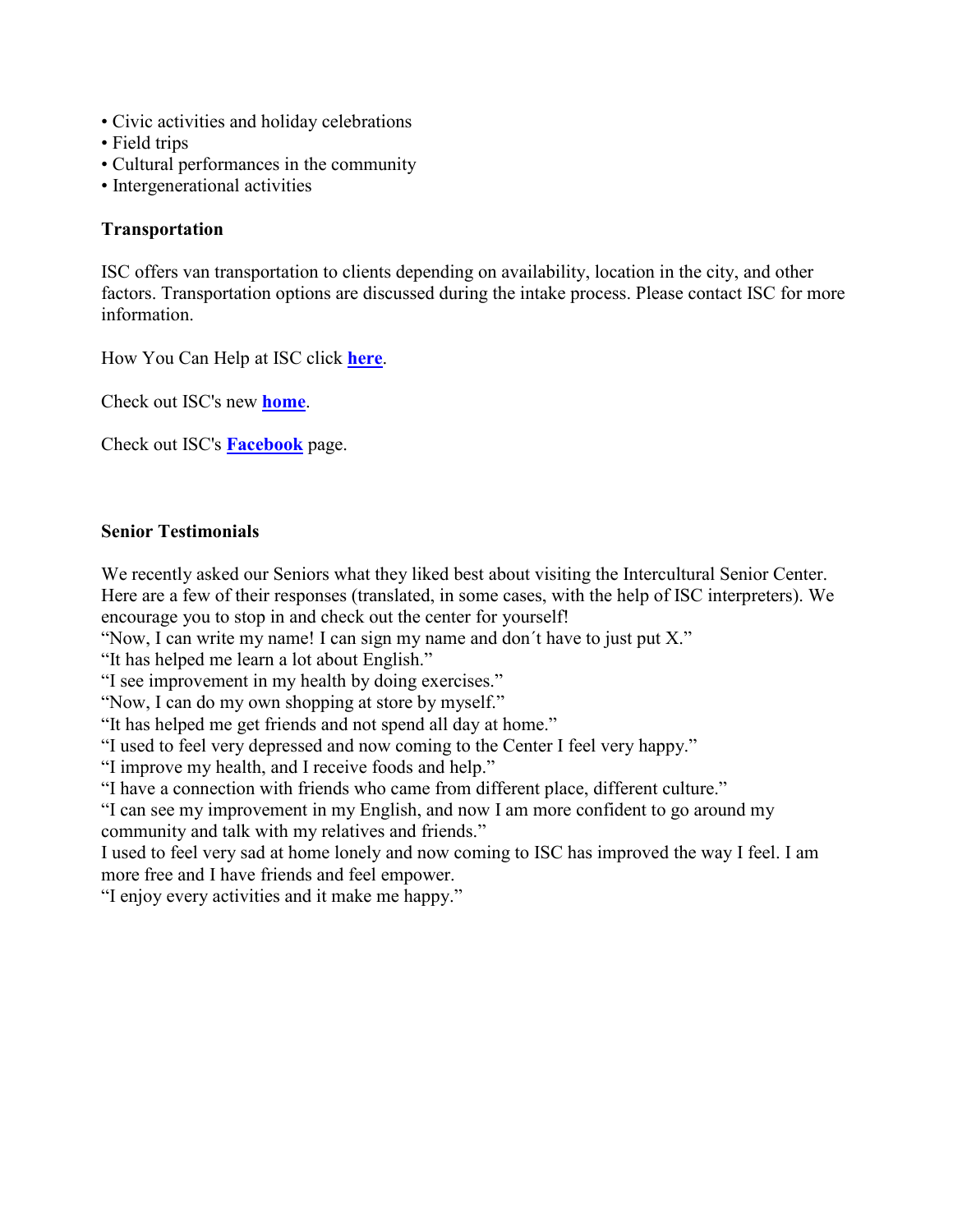- Civic activities and holiday celebrations
- Field trips
- Cultural performances in the community
- Intergenerational activities

**Transportation**

ISC offers van transportation to clients depending on availability, location in the city, and other factors. Transportation options are discussed during the intake process. Please contact ISC for more information.

How You Can Help at ISC click **here**.

Check out ISC's new **home**.

Check out ISC's **Facebook** page.

**Senior Testimonials**

We recently asked our Seniors what they liked best about visiting the Intercultural Senior Center. Here are a few of their responses (translated, in some cases, with the help of ISC interpreters). We encourage you to stop in and check out the center for yourself!

"Now, I can write my name! I can sign my name and don´t have to just put X."

"It has helped me learn a lot about English."

"I see improvement in my health by doing exercises."

"Now, I can do my own shopping at store by myself."

"It has helped me get friends and not spend all day at home."

"I used to feel very depressed and now coming to the Center I feel very happy."

"I improve my health, and I receive foods and help."

"I have a connection with friends who came from different place, different culture."

"I can see my improvement in my English, and now I am more confident to go around my community and talk with my relatives and friends."

I used to feel very sad at home lonely and now coming to ISC has improved the way I feel. I am more free and I have friends and feel empower.

"I enjoy every activities and it make me happy."